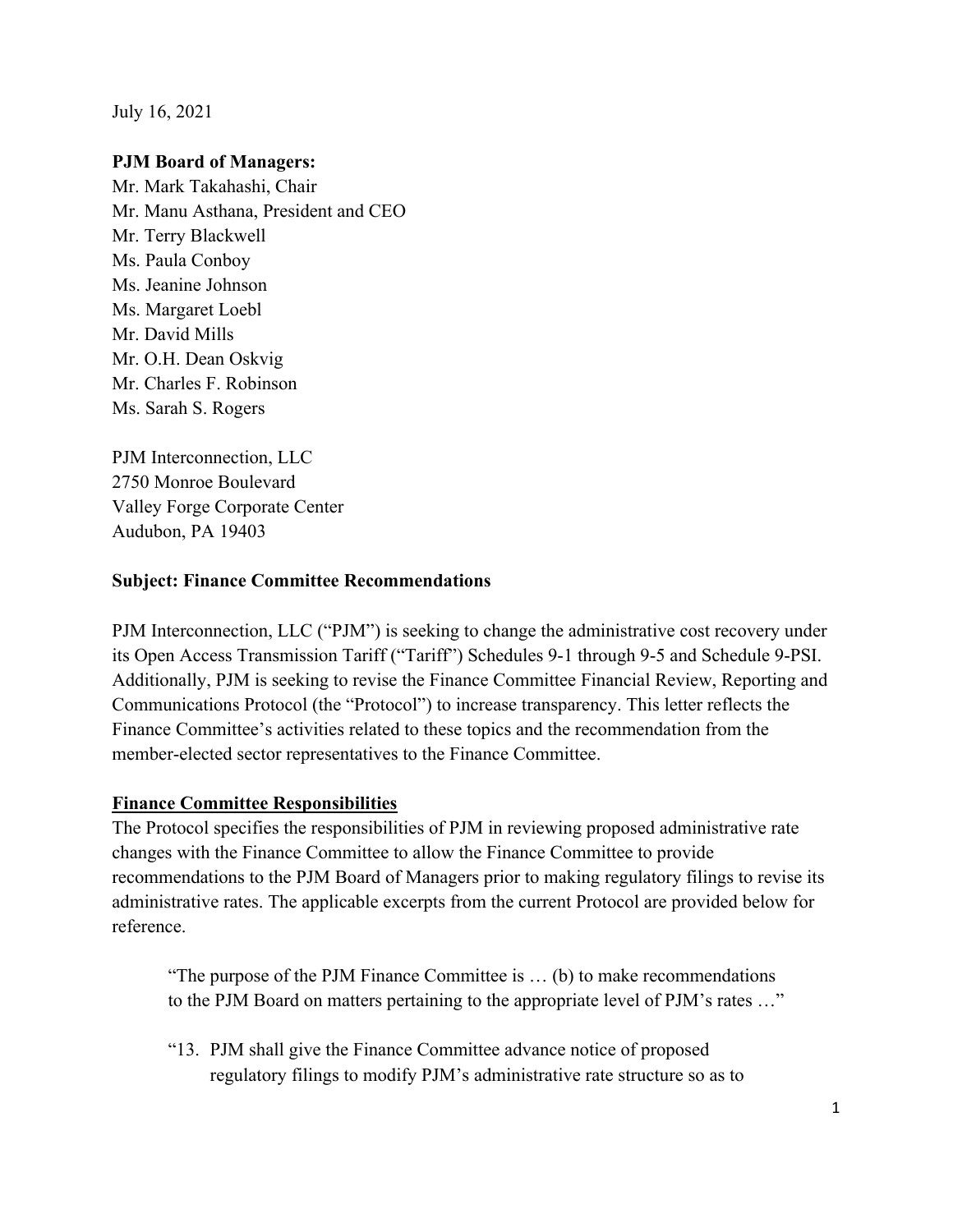July 16, 2021

**PJM Board of Managers:**
Mr. Mark Takahashi, Chair
Mr. Manu Asthana, President and CEO
Mr. Terry Blackwell
Ms. Paula Conboy
Ms. Jeanine Johnson
Ms. Margaret Loebl
Mr. David Mills
Mr. O.H. Dean Oskvig
Mr. Charles F. Robinson
Ms. Sarah S. Rogers

PJM Interconnection, LLC
2750 Monroe Boulevard
Valley Forge Corporate Center
Audubon, PA 19403

**Subject: Finance Committee Recommendations**

PJM Interconnection, LLC ("PJM") is seeking to change the administrative cost recovery under its Open Access Transmission Tariff ("Tariff") Schedules 9-1 through 9-5 and Schedule 9-PSI. Additionally, PJM is seeking to revise the Finance Committee Financial Review, Reporting and Communications Protocol (the "Protocol") to increase transparency. This letter reflects the Finance Committee's activities related to these topics and the recommendation from the member-elected sector representatives to the Finance Committee.

**Finance Committee Responsibilities**

The Protocol specifies the responsibilities of PJM in reviewing proposed administrative rate changes with the Finance Committee to allow the Finance Committee to provide recommendations to the PJM Board of Managers prior to making regulatory filings to revise its administrative rates. The applicable excerpts from the current Protocol are provided below for reference.

> "The purpose of the PJM Finance Committee is … (b) to make recommendations to the PJM Board on matters pertaining to the appropriate level of PJM's rates …"
>
> "13. PJM shall give the Finance Committee advance notice of proposed regulatory filings to modify PJM's administrative rate structure so as to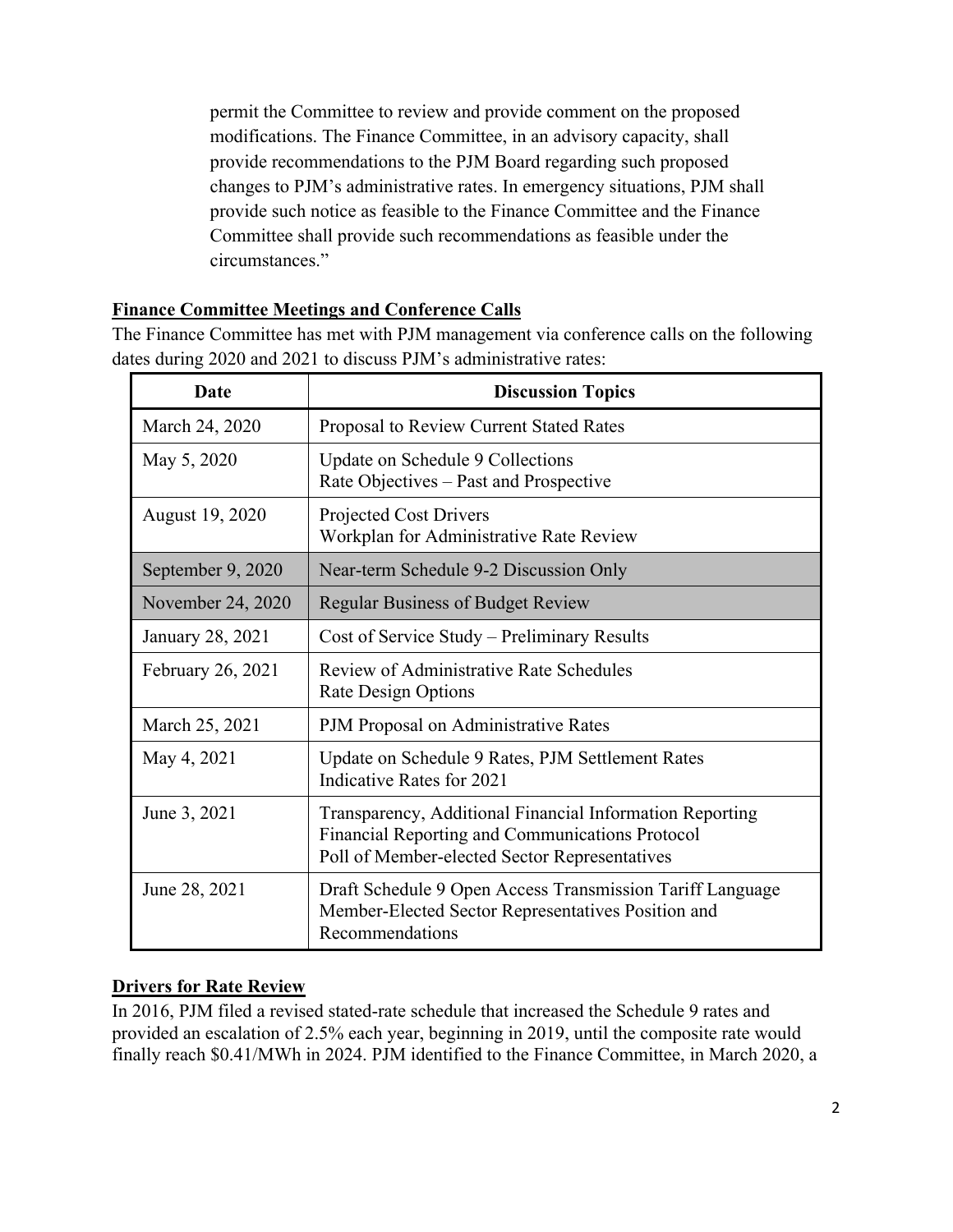permit the Committee to review and provide comment on the proposed modifications. The Finance Committee, in an advisory capacity, shall provide recommendations to the PJM Board regarding such proposed changes to PJM's administrative rates. In emergency situations, PJM shall provide such notice as feasible to the Finance Committee and the Finance Committee shall provide such recommendations as feasible under the circumstances."

**Finance Committee Meetings and Conference Calls**

The Finance Committee has met with PJM management via conference calls on the following dates during 2020 and 2021 to discuss PJM's administrative rates:

| Date | Discussion Topics |
|---|---|
| March 24, 2020 | Proposal to Review Current Stated Rates |
| May 5, 2020 | Update on Schedule 9 Collections<br>Rate Objectives – Past and Prospective |
| August 19, 2020 | Projected Cost Drivers<br>Workplan for Administrative Rate Review |
| September 9, 2020 | Near-term Schedule 9-2 Discussion Only |
| November 24, 2020 | Regular Business of Budget Review |
| January 28, 2021 | Cost of Service Study – Preliminary Results |
| February 26, 2021 | Review of Administrative Rate Schedules<br>Rate Design Options |
| March 25, 2021 | PJM Proposal on Administrative Rates |
| May 4, 2021 | Update on Schedule 9 Rates, PJM Settlement Rates<br>Indicative Rates for 2021 |
| June 3, 2021 | Transparency, Additional Financial Information Reporting<br>Financial Reporting and Communications Protocol<br>Poll of Member-elected Sector Representatives |
| June 28, 2021 | Draft Schedule 9 Open Access Transmission Tariff Language<br>Member-Elected Sector Representatives Position and Recommendations |

**Drivers for Rate Review**

In 2016, PJM filed a revised stated-rate schedule that increased the Schedule 9 rates and provided an escalation of 2.5% each year, beginning in 2019, until the composite rate would finally reach \$0.41/MWh in 2024. PJM identified to the Finance Committee, in March 2020, a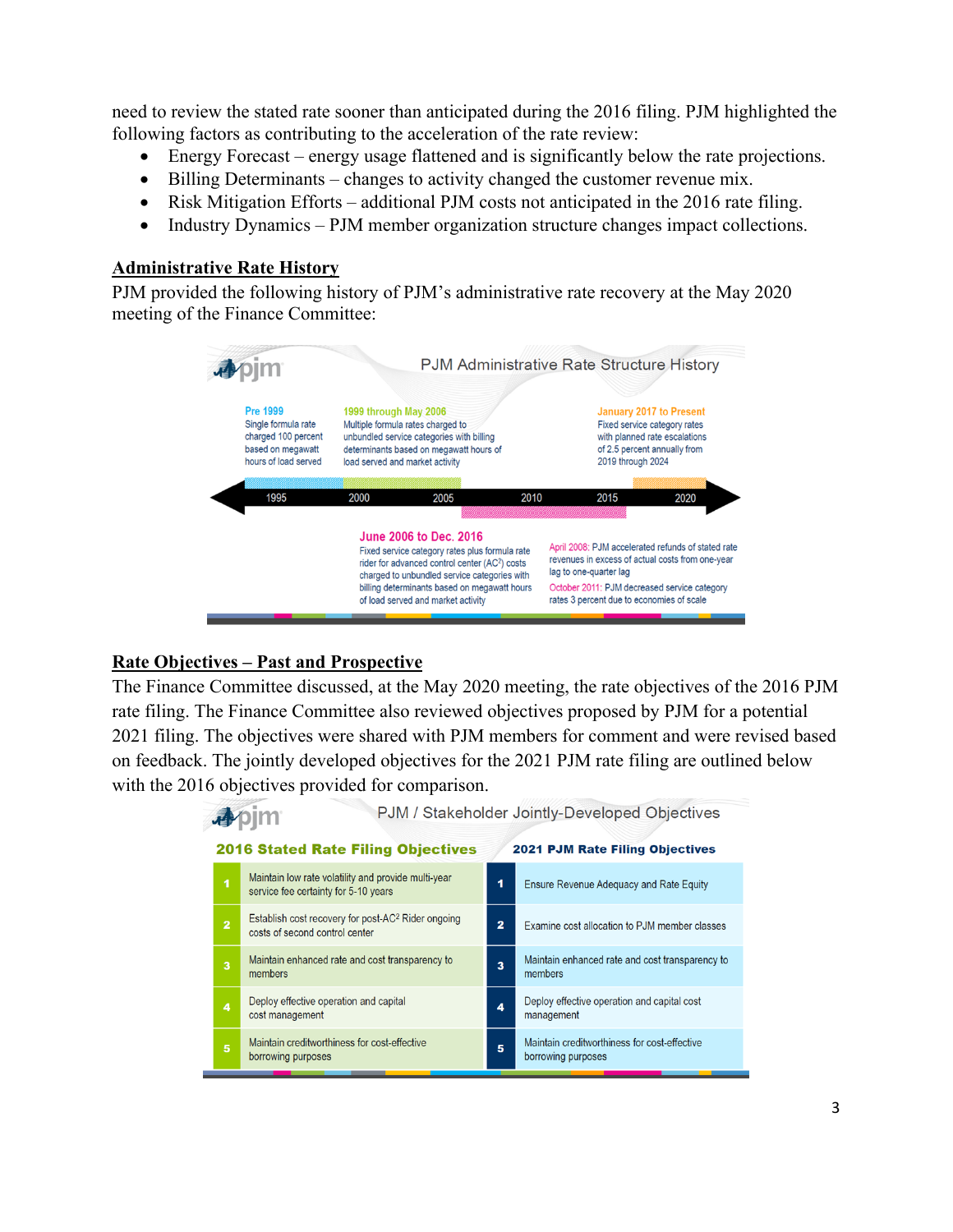need to review the stated rate sooner than anticipated during the 2016 filing. PJM highlighted the following factors as contributing to the acceleration of the rate review:

- Energy Forecast – energy usage flattened and is significantly below the rate projections.
- Billing Determinants – changes to activity changed the customer revenue mix.
- Risk Mitigation Efforts – additional PJM costs not anticipated in the 2016 rate filing.
- Industry Dynamics – PJM member organization structure changes impact collections.

## Administrative Rate History

PJM provided the following history of PJM's administrative rate recovery at the May 2020 meeting of the Finance Committee:

**PJM Administrative Rate Structure History**

**Pre 1999**
Single formula rate charged 100 percent based on megawatt hours of load served

**1999 through May 2006**
Multiple formula rates charged to unbundled service categories with billing determinants based on megawatt hours of load served and market activity

**January 2017 to Present**
Fixed service category rates with planned rate escalations of 2.5 percent annually from 2019 through 2024

Timeline: 1995 — 2000 — 2005 — 2010 — 2015 — 2020

**June 2006 to Dec. 2016**
Fixed service category rates plus formula rate rider for advanced control center (AC[2]) costs charged to unbundled service categories with billing determinants based on megawatt hours of load served and market activity

April 2008: PJM accelerated refunds of stated rate revenues in excess of actual costs from one-year lag to one-quarter lag

October 2011: PJM decreased service category rates 3 percent due to economies of scale

## Rate Objectives – Past and Prospective

The Finance Committee discussed, at the May 2020 meeting, the rate objectives of the 2016 PJM rate filing. The Finance Committee also reviewed objectives proposed by PJM for a potential 2021 filing. The objectives were shared with PJM members for comment and were revised based on feedback. The jointly developed objectives for the 2021 PJM rate filing are outlined below with the 2016 objectives provided for comparison.

**PJM / Stakeholder Jointly-Developed Objectives**

| # | 2016 Stated Rate Filing Objectives | # | 2021 PJM Rate Filing Objectives |
|---|---|---|---|
| 1 | Maintain low rate volatility and provide multi-year service fee certainty for 5-10 years | 1 | Ensure Revenue Adequacy and Rate Equity |
| 2 | Establish cost recovery for post-AC[2] Rider ongoing costs of second control center | 2 | Examine cost allocation to PJM member classes |
| 3 | Maintain enhanced rate and cost transparency to members | 3 | Maintain enhanced rate and cost transparency to members |
| 4 | Deploy effective operation and capital cost management | 4 | Deploy effective operation and capital cost management |
| 5 | Maintain creditworthiness for cost-effective borrowing purposes | 5 | Maintain creditworthiness for cost-effective borrowing purposes |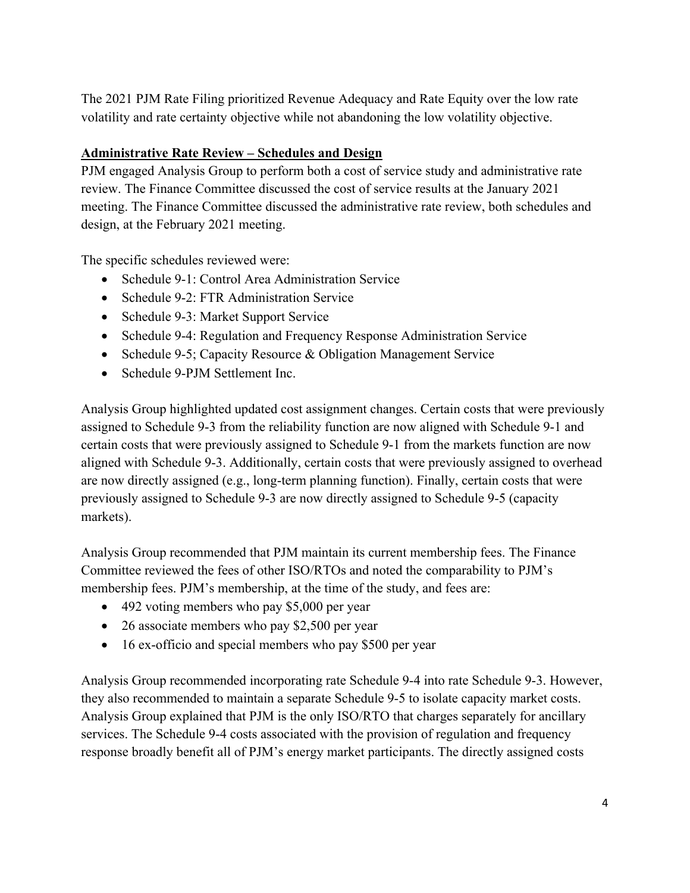The 2021 PJM Rate Filing prioritized Revenue Adequacy and Rate Equity over the low rate volatility and rate certainty objective while not abandoning the low volatility objective.

**Administrative Rate Review – Schedules and Design**

PJM engaged Analysis Group to perform both a cost of service study and administrative rate review. The Finance Committee discussed the cost of service results at the January 2021 meeting. The Finance Committee discussed the administrative rate review, both schedules and design, at the February 2021 meeting.

The specific schedules reviewed were:

- Schedule 9-1: Control Area Administration Service
- Schedule 9-2: FTR Administration Service
- Schedule 9-3: Market Support Service
- Schedule 9-4: Regulation and Frequency Response Administration Service
- Schedule 9-5; Capacity Resource & Obligation Management Service
- Schedule 9-PJM Settlement Inc.

Analysis Group highlighted updated cost assignment changes. Certain costs that were previously assigned to Schedule 9-3 from the reliability function are now aligned with Schedule 9-1 and certain costs that were previously assigned to Schedule 9-1 from the markets function are now aligned with Schedule 9-3. Additionally, certain costs that were previously assigned to overhead are now directly assigned (e.g., long-term planning function). Finally, certain costs that were previously assigned to Schedule 9-3 are now directly assigned to Schedule 9-5 (capacity markets).

Analysis Group recommended that PJM maintain its current membership fees. The Finance Committee reviewed the fees of other ISO/RTOs and noted the comparability to PJM's membership fees. PJM's membership, at the time of the study, and fees are:

- 492 voting members who pay $5,000 per year
- 26 associate members who pay $2,500 per year
- 16 ex-officio and special members who pay $500 per year

Analysis Group recommended incorporating rate Schedule 9-4 into rate Schedule 9-3. However, they also recommended to maintain a separate Schedule 9-5 to isolate capacity market costs. Analysis Group explained that PJM is the only ISO/RTO that charges separately for ancillary services. The Schedule 9-4 costs associated with the provision of regulation and frequency response broadly benefit all of PJM's energy market participants. The directly assigned costs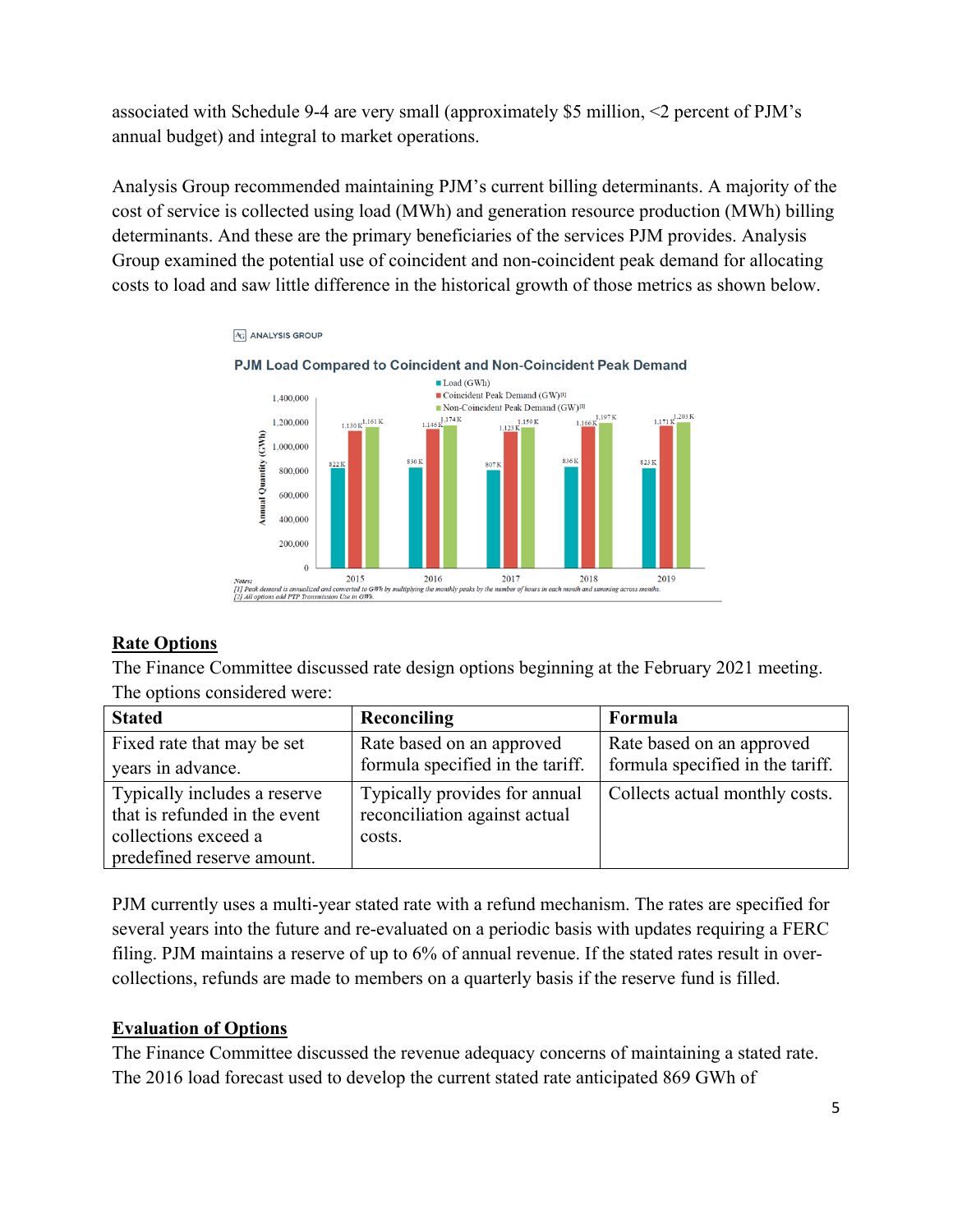associated with Schedule 9-4 are very small (approximately $5 million, <2 percent of PJM's annual budget) and integral to market operations.

Analysis Group recommended maintaining PJM's current billing determinants. A majority of the cost of service is collected using load (MWh) and generation resource production (MWh) billing determinants. And these are the primary beneficiaries of the services PJM provides. Analysis Group examined the potential use of coincident and non-coincident peak demand for allocating costs to load and saw little difference in the historical growth of those metrics as shown below.

ANALYSIS GROUP

**PJM Load Compared to Coincident and Non-Coincident Peak Demand**

| Year | Load (GWh) | Coincident Peak Demand (GW)[1] | Non-Coincident Peak Demand (GW)[1] |
|---|---|---|---|
| 2015 | 822 K | 1,130 K | 1,161 K |
| 2016 | 830 K | 1,146 K | 1,174 K |
| 2017 | 807 K | 1,123 K | 1,159 K |
| 2018 | 836 K | 1,166 K | 1,197 K |
| 2019 | 823 K | 1,171 K | 1,203 K |

*Notes:*
*[1] Peak demand is annualized and converted to GWh by multiplying the monthly peaks by the number of hours in each month and summing across months.*
*[2] All options add PTP Transmission Use in GWh.*

## Rate Options

The Finance Committee discussed rate design options beginning at the February 2021 meeting. The options considered were:

| Stated | Reconciling | Formula |
|---|---|---|
| Fixed rate that may be set years in advance. | Rate based on an approved formula specified in the tariff. | Rate based on an approved formula specified in the tariff. |
| Typically includes a reserve that is refunded in the event collections exceed a predefined reserve amount. | Typically provides for annual reconciliation against actual costs. | Collects actual monthly costs. |

PJM currently uses a multi-year stated rate with a refund mechanism. The rates are specified for several years into the future and re-evaluated on a periodic basis with updates requiring a FERC filing. PJM maintains a reserve of up to 6% of annual revenue. If the stated rates result in over-collections, refunds are made to members on a quarterly basis if the reserve fund is filled.

## Evaluation of Options

The Finance Committee discussed the revenue adequacy concerns of maintaining a stated rate. The 2016 load forecast used to develop the current stated rate anticipated 869 GWh of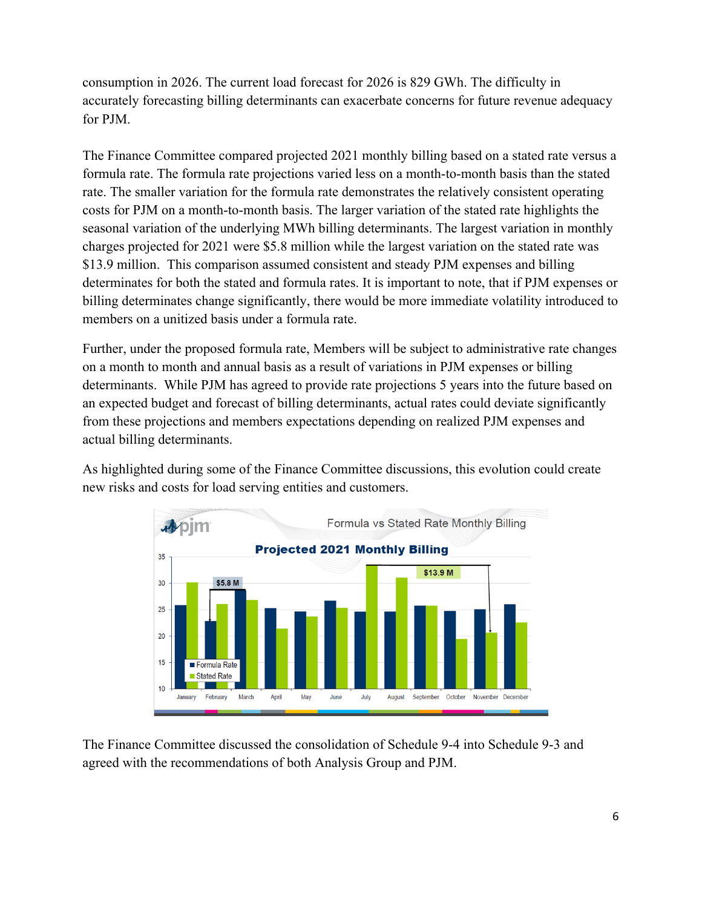consumption in 2026. The current load forecast for 2026 is 829 GWh. The difficulty in accurately forecasting billing determinants can exacerbate concerns for future revenue adequacy for PJM.

The Finance Committee compared projected 2021 monthly billing based on a stated rate versus a formula rate. The formula rate projections varied less on a month-to-month basis than the stated rate. The smaller variation for the formula rate demonstrates the relatively consistent operating costs for PJM on a month-to-month basis. The larger variation of the stated rate highlights the seasonal variation of the underlying MWh billing determinants. The largest variation in monthly charges projected for 2021 were $5.8 million while the largest variation on the stated rate was $13.9 million. This comparison assumed consistent and steady PJM expenses and billing determinates for both the stated and formula rates. It is important to note, that if PJM expenses or billing determinates change significantly, there would be more immediate volatility introduced to members on a unitized basis under a formula rate.

Further, under the proposed formula rate, Members will be subject to administrative rate changes on a month to month and annual basis as a result of variations in PJM expenses or billing determinants. While PJM has agreed to provide rate projections 5 years into the future based on an expected budget and forecast of billing determinants, actual rates could deviate significantly from these projections and members expectations depending on realized PJM expenses and actual billing determinants.

As highlighted during some of the Finance Committee discussions, this evolution could create new risks and costs for load serving entities and customers.

The Finance Committee discussed the consolidation of Schedule 9-4 into Schedule 9-3 and agreed with the recommendations of both Analysis Group and PJM.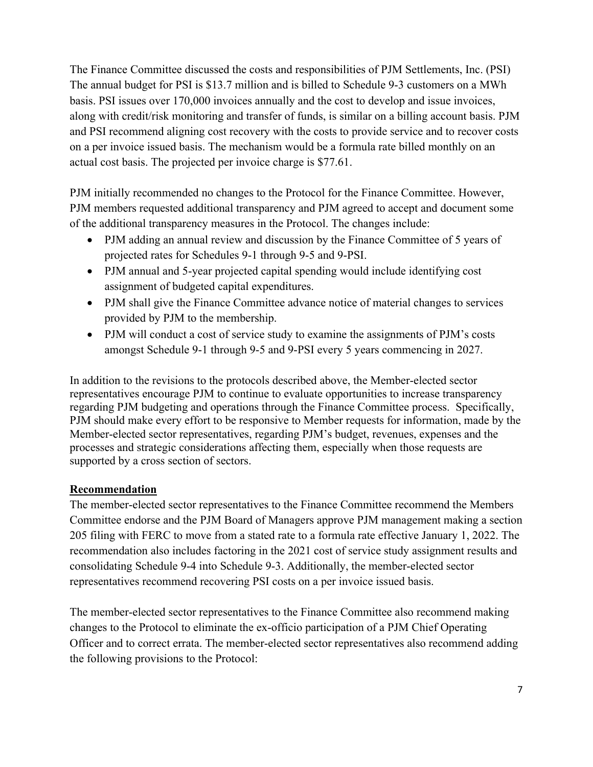The Finance Committee discussed the costs and responsibilities of PJM Settlements, Inc. (PSI) The annual budget for PSI is $13.7 million and is billed to Schedule 9-3 customers on a MWh basis. PSI issues over 170,000 invoices annually and the cost to develop and issue invoices, along with credit/risk monitoring and transfer of funds, is similar on a billing account basis. PJM and PSI recommend aligning cost recovery with the costs to provide service and to recover costs on a per invoice issued basis. The mechanism would be a formula rate billed monthly on an actual cost basis. The projected per invoice charge is $77.61.

PJM initially recommended no changes to the Protocol for the Finance Committee. However, PJM members requested additional transparency and PJM agreed to accept and document some of the additional transparency measures in the Protocol. The changes include:

- PJM adding an annual review and discussion by the Finance Committee of 5 years of projected rates for Schedules 9-1 through 9-5 and 9-PSI.
- PJM annual and 5-year projected capital spending would include identifying cost assignment of budgeted capital expenditures.
- PJM shall give the Finance Committee advance notice of material changes to services provided by PJM to the membership.
- PJM will conduct a cost of service study to examine the assignments of PJM's costs amongst Schedule 9-1 through 9-5 and 9-PSI every 5 years commencing in 2027.

In addition to the revisions to the protocols described above, the Member-elected sector representatives encourage PJM to continue to evaluate opportunities to increase transparency regarding PJM budgeting and operations through the Finance Committee process. Specifically, PJM should make every effort to be responsive to Member requests for information, made by the Member-elected sector representatives, regarding PJM's budget, revenues, expenses and the processes and strategic considerations affecting them, especially when those requests are supported by a cross section of sectors.

**Recommendation**

The member-elected sector representatives to the Finance Committee recommend the Members Committee endorse and the PJM Board of Managers approve PJM management making a section 205 filing with FERC to move from a stated rate to a formula rate effective January 1, 2022. The recommendation also includes factoring in the 2021 cost of service study assignment results and consolidating Schedule 9-4 into Schedule 9-3. Additionally, the member-elected sector representatives recommend recovering PSI costs on a per invoice issued basis.

The member-elected sector representatives to the Finance Committee also recommend making changes to the Protocol to eliminate the ex-officio participation of a PJM Chief Operating Officer and to correct errata. The member-elected sector representatives also recommend adding the following provisions to the Protocol: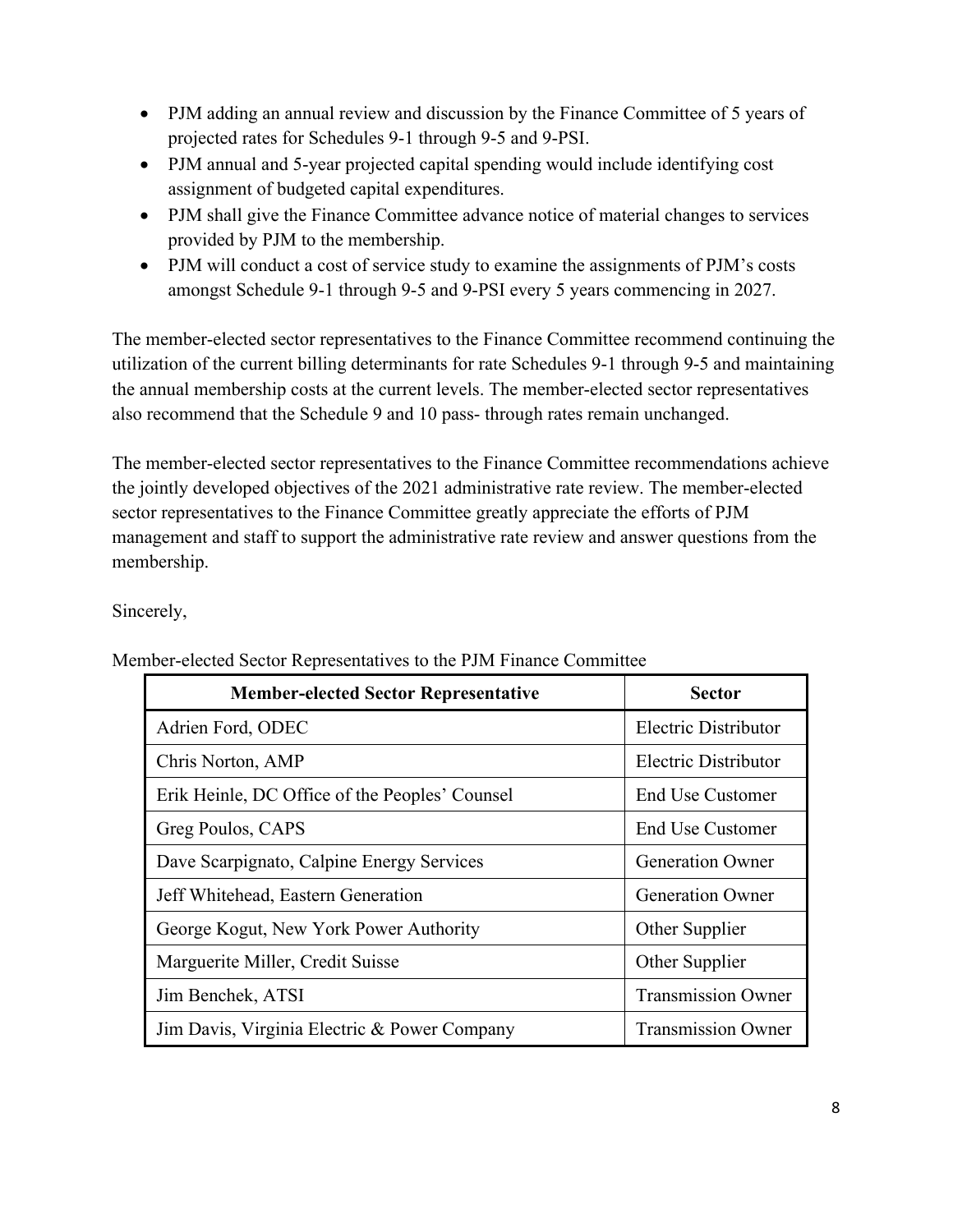- PJM adding an annual review and discussion by the Finance Committee of 5 years of projected rates for Schedules 9-1 through 9-5 and 9-PSI.
- PJM annual and 5-year projected capital spending would include identifying cost assignment of budgeted capital expenditures.
- PJM shall give the Finance Committee advance notice of material changes to services provided by PJM to the membership.
- PJM will conduct a cost of service study to examine the assignments of PJM's costs amongst Schedule 9-1 through 9-5 and 9-PSI every 5 years commencing in 2027.

The member-elected sector representatives to the Finance Committee recommend continuing the utilization of the current billing determinants for rate Schedules 9-1 through 9-5 and maintaining the annual membership costs at the current levels. The member-elected sector representatives also recommend that the Schedule 9 and 10 pass- through rates remain unchanged.

The member-elected sector representatives to the Finance Committee recommendations achieve the jointly developed objectives of the 2021 administrative rate review. The member-elected sector representatives to the Finance Committee greatly appreciate the efforts of PJM management and staff to support the administrative rate review and answer questions from the membership.

Sincerely,

Member-elected Sector Representatives to the PJM Finance Committee

| Member-elected Sector Representative | Sector |
|---|---|
| Adrien Ford, ODEC | Electric Distributor |
| Chris Norton, AMP | Electric Distributor |
| Erik Heinle, DC Office of the Peoples' Counsel | End Use Customer |
| Greg Poulos, CAPS | End Use Customer |
| Dave Scarpignato, Calpine Energy Services | Generation Owner |
| Jeff Whitehead, Eastern Generation | Generation Owner |
| George Kogut, New York Power Authority | Other Supplier |
| Marguerite Miller, Credit Suisse | Other Supplier |
| Jim Benchek, ATSI | Transmission Owner |
| Jim Davis, Virginia Electric & Power Company | Transmission Owner |